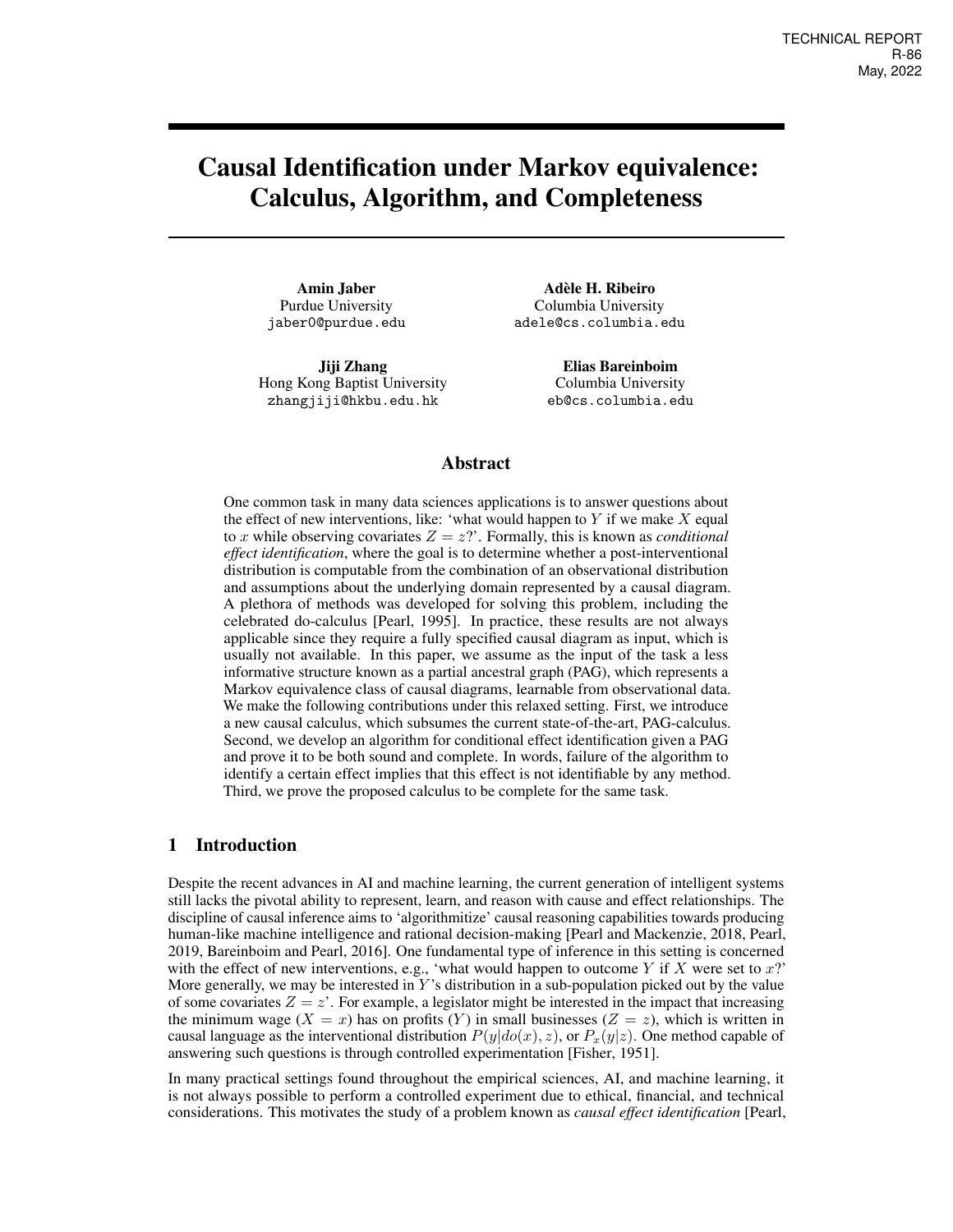TECHNICAL REPORT
R-86
May, 2022

# Causal Identification under Markov equivalence: Calculus, Algorithm, and Completeness

**Amin Jaber**
Purdue University
jaber0@purdue.edu

**Adèle H. Ribeiro**
Columbia University
adele@cs.columbia.edu

**Jiji Zhang**
Hong Kong Baptist University
zhangjiji@hkbu.edu.hk

**Elias Bareinboim**
Columbia University
eb@cs.columbia.edu

## Abstract

One common task in many data sciences applications is to answer questions about the effect of new interventions, like: 'what would happen to $Y$ if we make $X$ equal to $x$ while observing covariates $Z = z$?'. Formally, this is known as *conditional effect identification*, where the goal is to determine whether a post-interventional distribution is computable from the combination of an observational distribution and assumptions about the underlying domain represented by a causal diagram. A plethora of methods was developed for solving this problem, including the celebrated do-calculus [Pearl, 1995]. In practice, these results are not always applicable since they require a fully specified causal diagram as input, which is usually not available. In this paper, we assume as the input of the task a less informative structure known as a partial ancestral graph (PAG), which represents a Markov equivalence class of causal diagrams, learnable from observational data. We make the following contributions under this relaxed setting. First, we introduce a new causal calculus, which subsumes the current state-of-the-art, PAG-calculus. Second, we develop an algorithm for conditional effect identification given a PAG and prove it to be both sound and complete. In words, failure of the algorithm to identify a certain effect implies that this effect is not identifiable by any method. Third, we prove the proposed calculus to be complete for the same task.

## 1 Introduction

Despite the recent advances in AI and machine learning, the current generation of intelligent systems still lacks the pivotal ability to represent, learn, and reason with cause and effect relationships. The discipline of causal inference aims to 'algorithmitize' causal reasoning capabilities towards producing human-like machine intelligence and rational decision-making [Pearl and Mackenzie, 2018, Pearl, 2019, Bareinboim and Pearl, 2016]. One fundamental type of inference in this setting is concerned with the effect of new interventions, e.g., 'what would happen to outcome $Y$ if $X$ were set to $x$?' More generally, we may be interested in $Y$'s distribution in a sub-population picked out by the value of some covariates $Z = z$'. For example, a legislator might be interested in the impact that increasing the minimum wage ($X = x$) has on profits ($Y$) in small businesses ($Z = z$), which is written in causal language as the interventional distribution $P(y|do(x), z)$, or $P_x(y|z)$. One method capable of answering such questions is through controlled experimentation [Fisher, 1951].

In many practical settings found throughout the empirical sciences, AI, and machine learning, it is not always possible to perform a controlled experiment due to ethical, financial, and technical considerations. This motivates the study of a problem known as *causal effect identification* [Pearl,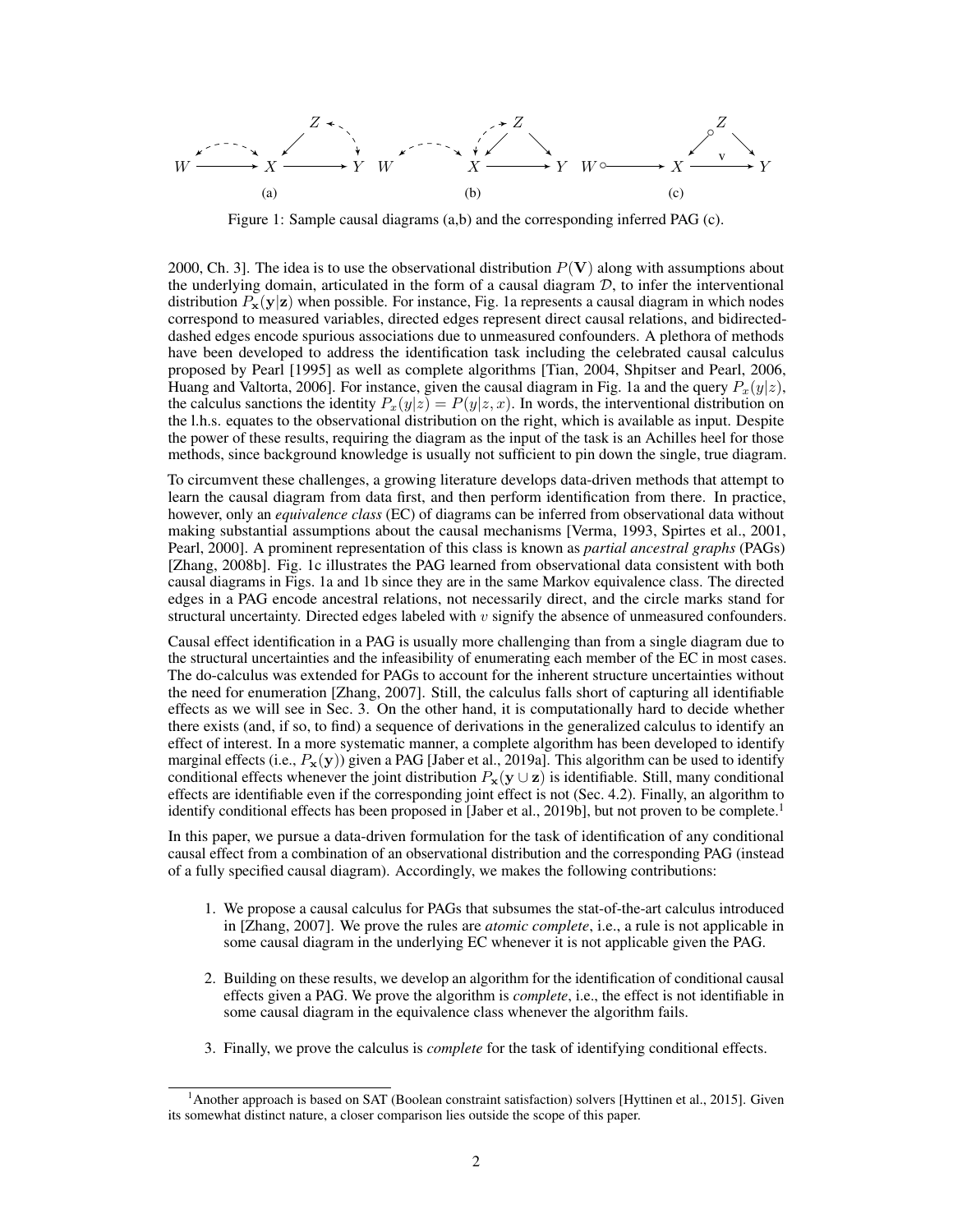Figure 1: Sample causal diagrams (a,b) and the corresponding inferred PAG (c).

2000, Ch. 3]. The idea is to use the observational distribution $P(\mathbf{V})$ along with assumptions about the underlying domain, articulated in the form of a causal diagram $\mathcal{D}$, to infer the interventional distribution $P_{\mathbf{x}}(\mathbf{y}|\mathbf{z})$ when possible. For instance, Fig. 1a represents a causal diagram in which nodes correspond to measured variables, directed edges represent direct causal relations, and bidirected-dashed edges encode spurious associations due to unmeasured confounders. A plethora of methods have been developed to address the identification task including the celebrated causal calculus proposed by Pearl [1995] as well as complete algorithms [Tian, 2004, Shpitser and Pearl, 2006, Huang and Valtorta, 2006]. For instance, given the causal diagram in Fig. 1a and the query $P_x(y|z)$, the calculus sanctions the identity $P_x(y|z) = P(y|z, x)$. In words, the interventional distribution on the l.h.s. equates to the observational distribution on the right, which is available as input. Despite the power of these results, requiring the diagram as the input of the task is an Achilles heel for those methods, since background knowledge is usually not sufficient to pin down the single, true diagram.

To circumvent these challenges, a growing literature develops data-driven methods that attempt to learn the causal diagram from data first, and then perform identification from there. In practice, however, only an *equivalence class* (EC) of diagrams can be inferred from observational data without making substantial assumptions about the causal mechanisms [Verma, 1993, Spirtes et al., 2001, Pearl, 2000]. A prominent representation of this class is known as *partial ancestral graphs* (PAGs) [Zhang, 2008b]. Fig. 1c illustrates the PAG learned from observational data consistent with both causal diagrams in Figs. 1a and 1b since they are in the same Markov equivalence class. The directed edges in a PAG encode ancestral relations, not necessarily direct, and the circle marks stand for structural uncertainty. Directed edges labeled with $v$ signify the absence of unmeasured confounders.

Causal effect identification in a PAG is usually more challenging than from a single diagram due to the structural uncertainties and the infeasibility of enumerating each member of the EC in most cases. The do-calculus was extended for PAGs to account for the inherent structure uncertainties without the need for enumeration [Zhang, 2007]. Still, the calculus falls short of capturing all identifiable effects as we will see in Sec. 3. On the other hand, it is computationally hard to decide whether there exists (and, if so, to find) a sequence of derivations in the generalized calculus to identify an effect of interest. In a more systematic manner, a complete algorithm has been developed to identify marginal effects (i.e., $P_{\mathbf{x}}(\mathbf{y})$) given a PAG [Jaber et al., 2019a]. This algorithm can be used to identify conditional effects whenever the joint distribution $P_{\mathbf{x}}(\mathbf{y} \cup \mathbf{z})$ is identifiable. Still, many conditional effects are identifiable even if the corresponding joint effect is not (Sec. 4.2). Finally, an algorithm to identify conditional effects has been proposed in [Jaber et al., 2019b], but not proven to be complete.[1]

In this paper, we pursue a data-driven formulation for the task of identification of any conditional causal effect from a combination of an observational distribution and the corresponding PAG (instead of a fully specified causal diagram). Accordingly, we makes the following contributions:

1. We propose a causal calculus for PAGs that subsumes the stat-of-the-art calculus introduced in [Zhang, 2007]. We prove the rules are *atomic complete*, i.e., a rule is not applicable in some causal diagram in the underlying EC whenever it is not applicable given the PAG.

2. Building on these results, we develop an algorithm for the identification of conditional causal effects given a PAG. We prove the algorithm is *complete*, i.e., the effect is not identifiable in some causal diagram in the equivalence class whenever the algorithm fails.

3. Finally, we prove the calculus is *complete* for the task of identifying conditional effects.

[1] Another approach is based on SAT (Boolean constraint satisfaction) solvers [Hyttinen et al., 2015]. Given its somewhat distinct nature, a closer comparison lies outside the scope of this paper.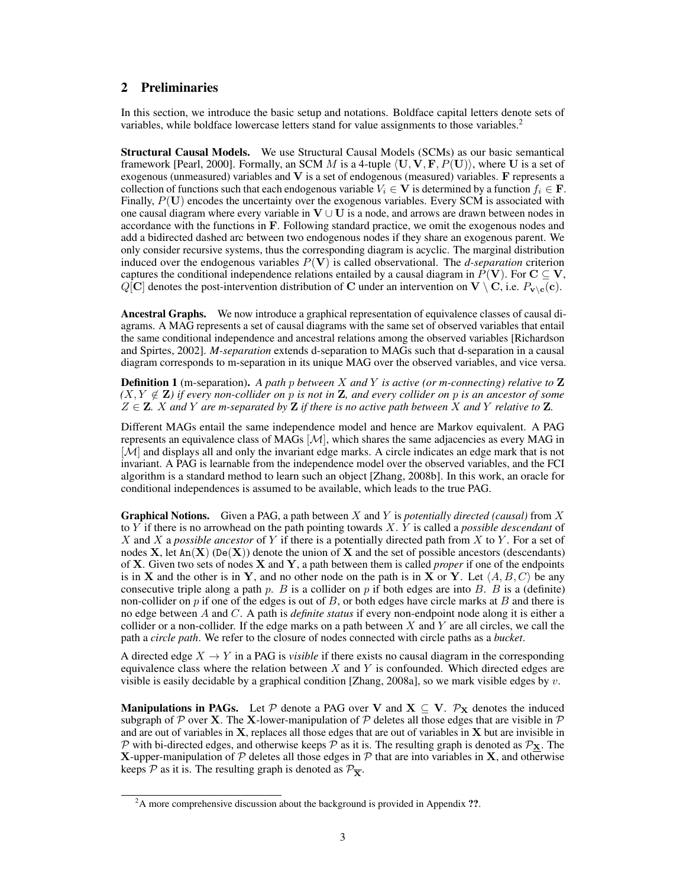## 2 Preliminaries

In this section, we introduce the basic setup and notations. Boldface capital letters denote sets of variables, while boldface lowercase letters stand for value assignments to those variables.[2]

**Structural Causal Models.** We use Structural Causal Models (SCMs) as our basic semantical framework [Pearl, 2000]. Formally, an SCM $M$ is a 4-tuple $\langle \mathbf{U}, \mathbf{V}, \mathbf{F}, P(\mathbf{U}) \rangle$, where $\mathbf{U}$ is a set of exogenous (unmeasured) variables and $\mathbf{V}$ is a set of endogenous (measured) variables. $\mathbf{F}$ represents a collection of functions such that each endogenous variable $V_i \in \mathbf{V}$ is determined by a function $f_i \in \mathbf{F}$. Finally, $P(\mathbf{U})$ encodes the uncertainty over the exogenous variables. Every SCM is associated with one causal diagram where every variable in $\mathbf{V} \cup \mathbf{U}$ is a node, and arrows are drawn between nodes in accordance with the functions in $\mathbf{F}$. Following standard practice, we omit the exogenous nodes and add a bidirected dashed arc between two endogenous nodes if they share an exogenous parent. We only consider recursive systems, thus the corresponding diagram is acyclic. The marginal distribution induced over the endogenous variables $P(\mathbf{V})$ is called observational. The *d-separation* criterion captures the conditional independence relations entailed by a causal diagram in $P(\mathbf{V})$. For $\mathbf{C} \subseteq \mathbf{V}$, $Q[\mathbf{C}]$ denotes the post-intervention distribution of $\mathbf{C}$ under an intervention on $\mathbf{V} \setminus \mathbf{C}$, i.e. $P_{\mathbf{v} \setminus \mathbf{c}}(\mathbf{c})$.

**Ancestral Graphs.** We now introduce a graphical representation of equivalence classes of causal diagrams. A MAG represents a set of causal diagrams with the same set of observed variables that entail the same conditional independence and ancestral relations among the observed variables [Richardson and Spirtes, 2002]. *M-separation* extends d-separation to MAGs such that d-separation in a causal diagram corresponds to m-separation in its unique MAG over the observed variables, and vice versa.

**Definition 1** (m-separation)**.** *A path $p$ between $X$ and $Y$ is active (or m-connecting) relative to $\mathbf{Z}$ $(X, Y \notin \mathbf{Z})$ if every non-collider on $p$ is not in $\mathbf{Z}$, and every collider on $p$ is an ancestor of some $Z \in \mathbf{Z}$. $X$ and $Y$ are m-separated by $\mathbf{Z}$ if there is no active path between $X$ and $Y$ relative to $\mathbf{Z}$.*

Different MAGs entail the same independence model and hence are Markov equivalent. A PAG represents an equivalence class of MAGs $[\mathcal{M}]$, which shares the same adjacencies as every MAG in $[\mathcal{M}]$ and displays all and only the invariant edge marks. A circle indicates an edge mark that is not invariant. A PAG is learnable from the independence model over the observed variables, and the FCI algorithm is a standard method to learn such an object [Zhang, 2008b]. In this work, an oracle for conditional independences is assumed to be available, which leads to the true PAG.

**Graphical Notions.** Given a PAG, a path between $X$ and $Y$ is *potentially directed (causal)* from $X$ to $Y$ if there is no arrowhead on the path pointing towards $X$. $Y$ is called a *possible descendant* of $X$ and $X$ a *possible ancestor* of $Y$ if there is a potentially directed path from $X$ to $Y$. For a set of nodes $\mathbf{X}$, let $\texttt{An}(\mathbf{X})$ ($\texttt{De}(\mathbf{X})$) denote the union of $\mathbf{X}$ and the set of possible ancestors (descendants) of $\mathbf{X}$. Given two sets of nodes $\mathbf{X}$ and $\mathbf{Y}$, a path between them is called *proper* if one of the endpoints is in $\mathbf{X}$ and the other is in $\mathbf{Y}$, and no other node on the path is in $\mathbf{X}$ or $\mathbf{Y}$. Let $\langle A, B, C \rangle$ be any consecutive triple along a path $p$. $B$ is a collider on $p$ if both edges are into $B$. $B$ is a (definite) non-collider on $p$ if one of the edges is out of $B$, or both edges have circle marks at $B$ and there is no edge between $A$ and $C$. A path is *definite status* if every non-endpoint node along it is either a collider or a non-collider. If the edge marks on a path between $X$ and $Y$ are all circles, we call the path a *circle path*. We refer to the closure of nodes connected with circle paths as a *bucket*.

A directed edge $X \rightarrow Y$ in a PAG is *visible* if there exists no causal diagram in the corresponding equivalence class where the relation between $X$ and $Y$ is confounded. Which directed edges are visible is easily decidable by a graphical condition [Zhang, 2008a], so we mark visible edges by $v$.

**Manipulations in PAGs.** Let $\mathcal{P}$ denote a PAG over $\mathbf{V}$ and $\mathbf{X} \subseteq \mathbf{V}$. $\mathcal{P}_{\mathbf{X}}$ denotes the induced subgraph of $\mathcal{P}$ over $\mathbf{X}$. The $\mathbf{X}$-lower-manipulation of $\mathcal{P}$ deletes all those edges that are visible in $\mathcal{P}$ and are out of variables in $\mathbf{X}$, replaces all those edges that are out of variables in $\mathbf{X}$ but are invisible in $\mathcal{P}$ with bi-directed edges, and otherwise keeps $\mathcal{P}$ as it is. The resulting graph is denoted as $\mathcal{P}_{\underline{\mathbf{X}}}$. The $\mathbf{X}$-upper-manipulation of $\mathcal{P}$ deletes all those edges in $\mathcal{P}$ that are into variables in $\mathbf{X}$, and otherwise keeps $\mathcal{P}$ as it is. The resulting graph is denoted as $\mathcal{P}_{\overline{\mathbf{X}}}$.

[2] A more comprehensive discussion about the background is provided in Appendix ??.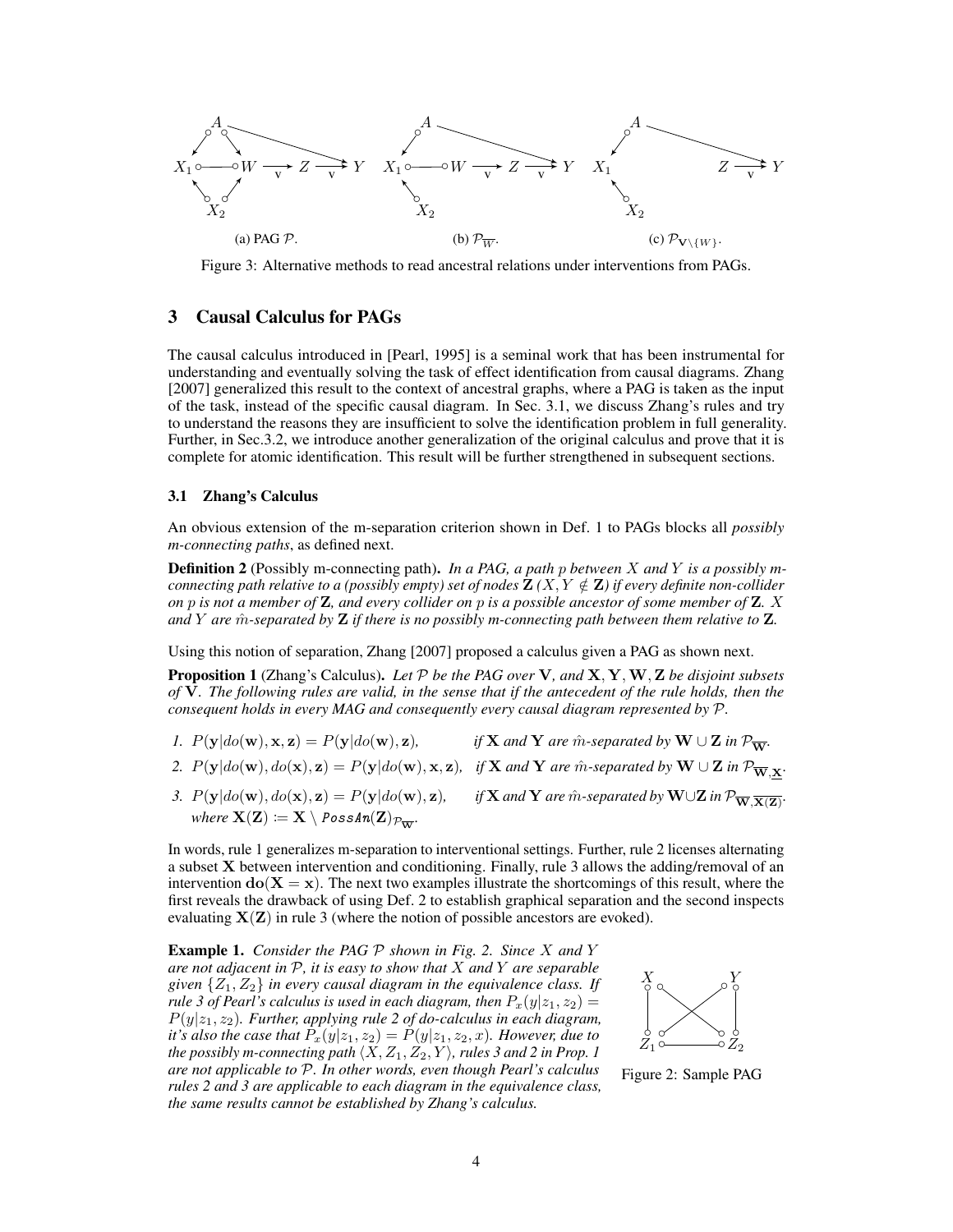(a) PAG $\mathcal{P}$.

(b) $\mathcal{P}_{\overline{W}}$.

(c) $\mathcal{P}_{\mathbf{V}\setminus\{W\}}$.

Figure 3: Alternative methods to read ancestral relations under interventions from PAGs.

## 3 Causal Calculus for PAGs

The causal calculus introduced in [Pearl, 1995] is a seminal work that has been instrumental for understanding and eventually solving the task of effect identification from causal diagrams. Zhang [2007] generalized this result to the context of ancestral graphs, where a PAG is taken as the input of the task, instead of the specific causal diagram. In Sec. 3.1, we discuss Zhang's rules and try to understand the reasons they are insufficient to solve the identification problem in full generality. Further, in Sec.3.2, we introduce another generalization of the original calculus and prove that it is complete for atomic identification. This result will be further strengthened in subsequent sections.

### 3.1 Zhang's Calculus

An obvious extension of the m-separation criterion shown in Def. 1 to PAGs blocks all *possibly m-connecting paths*, as defined next.

**Definition 2** (Possibly m-connecting path). *In a PAG, a path $p$ between $X$ and $Y$ is a possibly m-connecting path relative to a (possibly empty) set of nodes $\mathbf{Z}$ ($X, Y \notin \mathbf{Z}$) if every definite non-collider on $p$ is not a member of $\mathbf{Z}$, and every collider on $p$ is a possible ancestor of some member of $\mathbf{Z}$. $X$ and $Y$ are $\hat{m}$-separated by $\mathbf{Z}$ if there is no possibly m-connecting path between them relative to $\mathbf{Z}$.*

Using this notion of separation, Zhang [2007] proposed a calculus given a PAG as shown next.

**Proposition 1** (Zhang's Calculus). *Let $\mathcal{P}$ be the PAG over $\mathbf{V}$, and $\mathbf{X}, \mathbf{Y}, \mathbf{W}, \mathbf{Z}$ be disjoint subsets of $\mathbf{V}$. The following rules are valid, in the sense that if the antecedent of the rule holds, then the consequent holds in every MAG and consequently every causal diagram represented by $\mathcal{P}$.*

1. $P(\mathbf{y}|do(\mathbf{w}), \mathbf{x}, \mathbf{z}) = P(\mathbf{y}|do(\mathbf{w}), \mathbf{z})$, *if $\mathbf{X}$ and $\mathbf{Y}$ are $\hat{m}$-separated by $\mathbf{W} \cup \mathbf{Z}$ in $\mathcal{P}_{\overline{\mathbf{W}}}$.*
2. $P(\mathbf{y}|do(\mathbf{w}), do(\mathbf{x}), \mathbf{z}) = P(\mathbf{y}|do(\mathbf{w}), \mathbf{x}, \mathbf{z})$, *if $\mathbf{X}$ and $\mathbf{Y}$ are $\hat{m}$-separated by $\mathbf{W} \cup \mathbf{Z}$ in $\mathcal{P}_{\overline{\mathbf{W}},\underline{\mathbf{X}}}$.*
3. $P(\mathbf{y}|do(\mathbf{w}), do(\mathbf{x}), \mathbf{z}) = P(\mathbf{y}|do(\mathbf{w}), \mathbf{z})$, *if $\mathbf{X}$ and $\mathbf{Y}$ are $\hat{m}$-separated by $\mathbf{W} \cup \mathbf{Z}$ in $\mathcal{P}_{\overline{\mathbf{W}},\overline{\mathbf{X}(\mathbf{Z})}}$, where $\mathbf{X}(\mathbf{Z}) \coloneqq \mathbf{X} \setminus \mathit{PossAn}(\mathbf{Z})_{\mathcal{P}_{\overline{\mathbf{W}}}}$.*

In words, rule 1 generalizes m-separation to interventional settings. Further, rule 2 licenses alternating a subset $\mathbf{X}$ between intervention and conditioning. Finally, rule 3 allows the adding/removal of an intervention $\mathbf{do}(\mathbf{X} = \mathbf{x})$. The next two examples illustrate the shortcomings of this result, where the first reveals the drawback of using Def. 2 to establish graphical separation and the second inspects evaluating $\mathbf{X}(\mathbf{Z})$ in rule 3 (where the notion of possible ancestors are evoked).

**Example 1.** *Consider the PAG $\mathcal{P}$ shown in Fig. 2. Since $X$ and $Y$ are not adjacent in $\mathcal{P}$, it is easy to show that $X$ and $Y$ are separable given $\{Z_1, Z_2\}$ in every causal diagram in the equivalence class. If rule 3 of Pearl's calculus is used in each diagram, then $P_x(y|z_1, z_2) = P(y|z_1, z_2)$. Further, applying rule 2 of do-calculus in each diagram, it's also the case that $P_x(y|z_1, z_2) = P(y|z_1, z_2, x)$. However, due to the possibly m-connecting path $\langle X, Z_1, Z_2, Y\rangle$, rules 3 and 2 in Prop. 1 are not applicable to $\mathcal{P}$. In other words, even though Pearl's calculus rules 2 and 3 are applicable to each diagram in the equivalence class, the same results cannot be established by Zhang's calculus.*

Figure 2: Sample PAG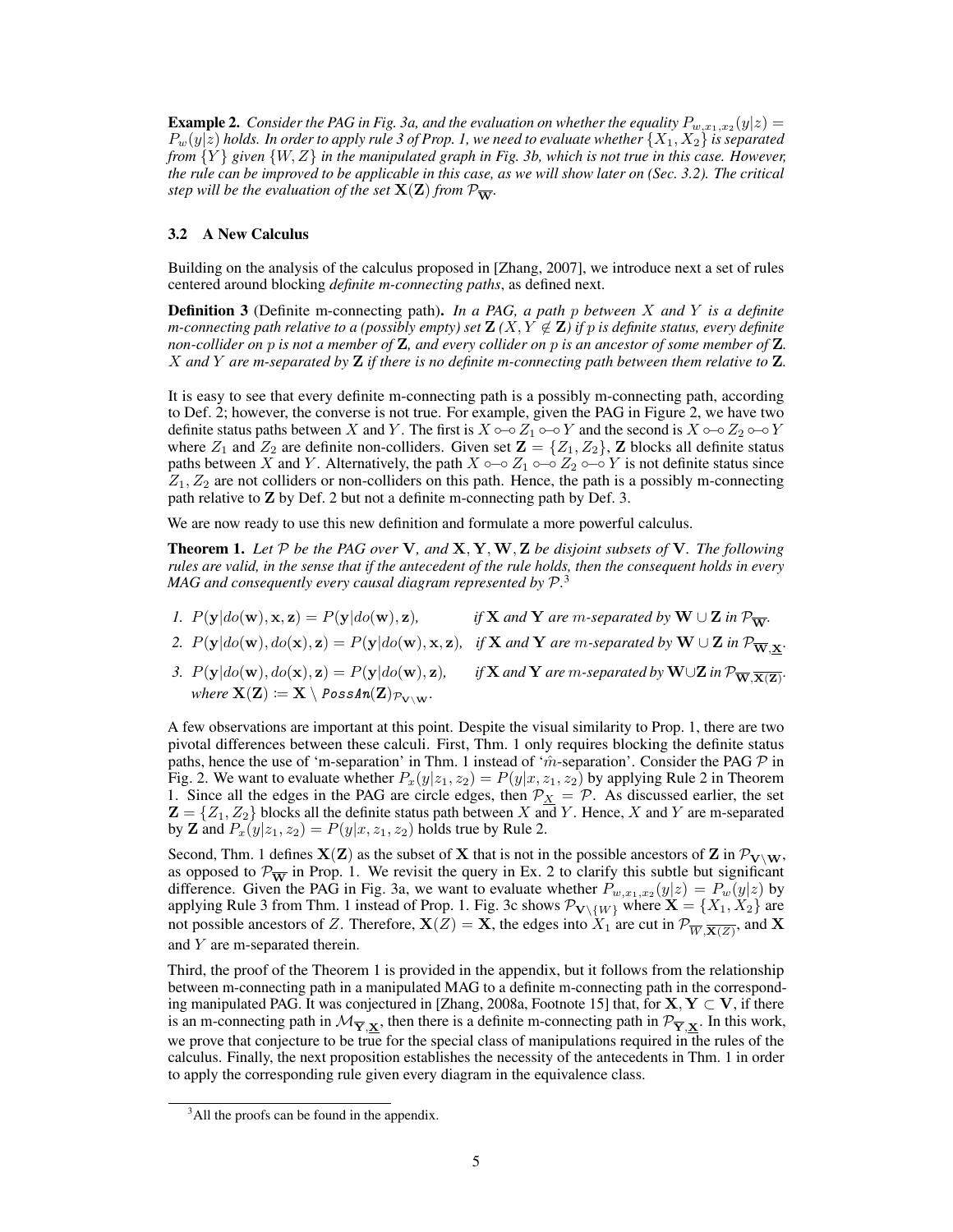**Example 2.** *Consider the PAG in Fig. 3a, and the evaluation on whether the equality $P_{w,x_1,x_2}(y|z) = P_w(y|z)$ holds. In order to apply rule 3 of Prop. 1, we need to evaluate whether $\{X_1, X_2\}$ is separated from $\{Y\}$ given $\{W, Z\}$ in the manipulated graph in Fig. 3b, which is not true in this case. However, the rule can be improved to be applicable in this case, as we will show later on (Sec. 3.2). The critical step will be the evaluation of the set $\mathbf{X}(\mathbf{Z})$ from $\mathcal{P}_{\overline{\mathbf{W}}}$.*

### 3.2 A New Calculus

Building on the analysis of the calculus proposed in [Zhang, 2007], we introduce next a set of rules centered around blocking *definite m-connecting paths*, as defined next.

**Definition 3** (Definite m-connecting path)**.** *In a PAG, a path $p$ between $X$ and $Y$ is a definite m-connecting path relative to a (possibly empty) set $\mathbf{Z}$ ($X, Y \notin \mathbf{Z}$) if $p$ is definite status, every definite non-collider on $p$ is not a member of $\mathbf{Z}$, and every collider on $p$ is an ancestor of some member of $\mathbf{Z}$. $X$ and $Y$ are m-separated by $\mathbf{Z}$ if there is no definite m-connecting path between them relative to $\mathbf{Z}$.*

It is easy to see that every definite m-connecting path is a possibly m-connecting path, according to Def. 2; however, the converse is not true. For example, given the PAG in Figure 2, we have two definite status paths between $X$ and $Y$. The first is $X \circ\!\!-\!\!\circ Z_1 \circ\!\!-\!\!\circ Y$ and the second is $X \circ\!\!-\!\!\circ Z_2 \circ\!\!-\!\!\circ Y$ where $Z_1$ and $Z_2$ are definite non-colliders. Given set $\mathbf{Z} = \{Z_1, Z_2\}$, $\mathbf{Z}$ blocks all definite status paths between $X$ and $Y$. Alternatively, the path $X \circ\!\!-\!\!\circ Z_1 \circ\!\!-\!\!\circ Z_2 \circ\!\!-\!\!\circ Y$ is not definite status since $Z_1, Z_2$ are not colliders or non-colliders on this path. Hence, the path is a possibly m-connecting path relative to $\mathbf{Z}$ by Def. 2 but not a definite m-connecting path by Def. 3.

We are now ready to use this new definition and formulate a more powerful calculus.

**Theorem 1.** *Let $\mathcal{P}$ be the PAG over $\mathbf{V}$, and $\mathbf{X}, \mathbf{Y}, \mathbf{W}, \mathbf{Z}$ be disjoint subsets of $\mathbf{V}$. The following rules are valid, in the sense that if the antecedent of the rule holds, then the consequent holds in every MAG and consequently every causal diagram represented by $\mathcal{P}$.*[3]

1. $P(\mathbf{y}|do(\mathbf{w}), \mathbf{x}, \mathbf{z}) = P(\mathbf{y}|do(\mathbf{w}), \mathbf{z})$, *if $\mathbf{X}$ and $\mathbf{Y}$ are m-separated by $\mathbf{W} \cup \mathbf{Z}$ in $\mathcal{P}_{\overline{\mathbf{W}}}$.*
2. $P(\mathbf{y}|do(\mathbf{w}), do(\mathbf{x}), \mathbf{z}) = P(\mathbf{y}|do(\mathbf{w}), \mathbf{x}, \mathbf{z})$, *if $\mathbf{X}$ and $\mathbf{Y}$ are m-separated by $\mathbf{W} \cup \mathbf{Z}$ in $\mathcal{P}_{\overline{\mathbf{W}}, \underline{\mathbf{X}}}$.*
3. $P(\mathbf{y}|do(\mathbf{w}), do(\mathbf{x}), \mathbf{z}) = P(\mathbf{y}|do(\mathbf{w}), \mathbf{z})$, *if $\mathbf{X}$ and $\mathbf{Y}$ are m-separated by $\mathbf{W} \cup \mathbf{Z}$ in $\mathcal{P}_{\overline{\mathbf{W}}, \overline{\mathbf{X}(\mathbf{Z})}}$, where $\mathbf{X}(\mathbf{Z}) := \mathbf{X} \setminus \mathit{PossAn}(\mathbf{Z})_{\mathcal{P}_{\mathbf{V} \setminus \mathbf{W}}}$.*

A few observations are important at this point. Despite the visual similarity to Prop. 1, there are two pivotal differences between these calculi. First, Thm. 1 only requires blocking the definite status paths, hence the use of 'm-separation' in Thm. 1 instead of '$\hat{m}$-separation'. Consider the PAG $\mathcal{P}$ in Fig. 2. We want to evaluate whether $P_x(y|z_1, z_2) = P(y|x, z_1, z_2)$ by applying Rule 2 in Theorem 1. Since all the edges in the PAG are circle edges, then $\mathcal{P}_{\underline{X}} = \mathcal{P}$. As discussed earlier, the set $\mathbf{Z} = \{Z_1, Z_2\}$ blocks all the definite status path between $X$ and $Y$. Hence, $X$ and $Y$ are m-separated by $\mathbf{Z}$ and $P_x(y|z_1, z_2) = P(y|x, z_1, z_2)$ holds true by Rule 2.

Second, Thm. 1 defines $\mathbf{X}(\mathbf{Z})$ as the subset of $\mathbf{X}$ that is not in the possible ancestors of $\mathbf{Z}$ in $\mathcal{P}_{\mathbf{V} \setminus \mathbf{W}}$, as opposed to $\mathcal{P}_{\overline{\mathbf{W}}}$ in Prop. 1. We revisit the query in Ex. 2 to clarify this subtle but significant difference. Given the PAG in Fig. 3a, we want to evaluate whether $P_{w,x_1,x_2}(y|z) = P_w(y|z)$ by applying Rule 3 from Thm. 1 instead of Prop. 1. Fig. 3c shows $\mathcal{P}_{\mathbf{V} \setminus \{W\}}$ where $\mathbf{X} = \{X_1, X_2\}$ are not possible ancestors of $Z$. Therefore, $\mathbf{X}(Z) = \mathbf{X}$, the edges into $X_1$ are cut in $\mathcal{P}_{\overline{W}, \overline{\mathbf{X}(Z)}}$, and $\mathbf{X}$ and $Y$ are m-separated therein.

Third, the proof of the Theorem 1 is provided in the appendix, but it follows from the relationship between m-connecting path in a manipulated MAG to a definite m-connecting path in the corresponding manipulated PAG. It was conjectured in [Zhang, 2008a, Footnote 15] that, for $\mathbf{X}, \mathbf{Y} \subset \mathbf{V}$, if there is an m-connecting path in $\mathcal{M}_{\overline{\mathbf{Y}}, \underline{\mathbf{X}}}$, then there is a definite m-connecting path in $\mathcal{P}_{\overline{\mathbf{Y}}, \underline{\mathbf{X}}}$. In this work, we prove that conjecture to be true for the special class of manipulations required in the rules of the calculus. Finally, the next proposition establishes the necessity of the antecedents in Thm. 1 in order to apply the corresponding rule given every diagram in the equivalence class.

[3] All the proofs can be found in the appendix.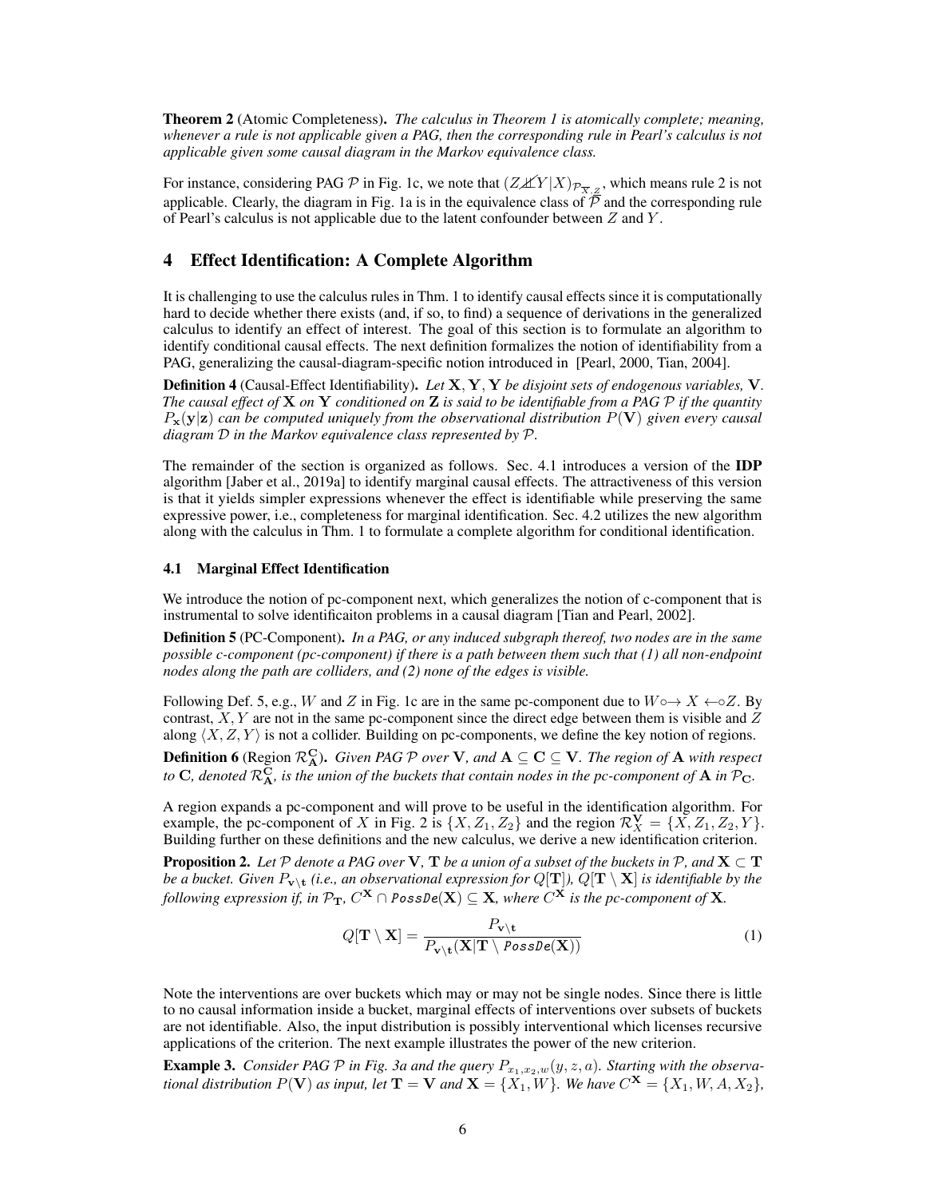**Theorem 2** (Atomic Completeness). *The calculus in Theorem 1 is atomically complete; meaning, whenever a rule is not applicable given a PAG, then the corresponding rule in Pearl's calculus is not applicable given some causal diagram in the Markov equivalence class.*

For instance, considering PAG $\mathcal{P}$ in Fig. 1c, we note that $(Z \not\perp\!\!\!\perp Y | X)_{\mathcal{P}_{\overline{X}\underline{Z}}}$, which means rule 2 is not applicable. Clearly, the diagram in Fig. 1a is in the equivalence class of $\mathcal{P}$ and the corresponding rule of Pearl's calculus is not applicable due to the latent confounder between $Z$ and $Y$.

## 4 Effect Identification: A Complete Algorithm

It is challenging to use the calculus rules in Thm. 1 to identify causal effects since it is computationally hard to decide whether there exists (and, if so, to find) a sequence of derivations in the generalized calculus to identify an effect of interest. The goal of this section is to formulate an algorithm to identify conditional causal effects. The next definition formalizes the notion of identifiability from a PAG, generalizing the causal-diagram-specific notion introduced in [Pearl, 2000, Tian, 2004].

**Definition 4** (Causal-Effect Identifiability). *Let $\mathbf{X}, \mathbf{Y}, \mathbf{Y}$ be disjoint sets of endogenous variables, $\mathbf{V}$. The causal effect of $\mathbf{X}$ on $\mathbf{Y}$ conditioned on $\mathbf{Z}$ is said to be identifiable from a PAG $\mathcal{P}$ if the quantity $P_{\mathbf{x}}(\mathbf{y}|\mathbf{z})$ can be computed uniquely from the observational distribution $P(\mathbf{V})$ given every causal diagram $\mathcal{D}$ in the Markov equivalence class represented by $\mathcal{P}$.*

The remainder of the section is organized as follows. Sec. 4.1 introduces a version of the **IDP** algorithm [Jaber et al., 2019a] to identify marginal causal effects. The attractiveness of this version is that it yields simpler expressions whenever the effect is identifiable while preserving the same expressive power, i.e., completeness for marginal identification. Sec. 4.2 utilizes the new algorithm along with the calculus in Thm. 1 to formulate a complete algorithm for conditional identification.

### 4.1 Marginal Effect Identification

We introduce the notion of pc-component next, which generalizes the notion of c-component that is instrumental to solve identificaiton problems in a causal diagram [Tian and Pearl, 2002].

**Definition 5** (PC-Component). *In a PAG, or any induced subgraph thereof, two nodes are in the same possible c-component (pc-component) if there is a path between them such that (1) all non-endpoint nodes along the path are colliders, and (2) none of the edges is visible.*

Following Def. 5, e.g., $W$ and $Z$ in Fig. 1c are in the same pc-component due to $W \circ\!\!\rightarrow X \leftarrow\!\!\circ Z$. By contrast, $X, Y$ are not in the same pc-component since the direct edge between them is visible and $Z$ along $\langle X, Z, Y \rangle$ is not a collider. Building on pc-components, we define the key notion of regions.

**Definition 6** (Region $\mathcal{R}^{\mathbf{C}}_{\mathbf{A}}$). *Given PAG $\mathcal{P}$ over $\mathbf{V}$, and $\mathbf{A} \subseteq \mathbf{C} \subseteq \mathbf{V}$. The region of $\mathbf{A}$ with respect to $\mathbf{C}$, denoted $\mathcal{R}^{\mathbf{C}}_{\mathbf{A}}$, is the union of the buckets that contain nodes in the pc-component of $\mathbf{A}$ in $\mathcal{P}_{\mathbf{C}}$.*

A region expands a pc-component and will prove to be useful in the identification algorithm. For example, the pc-component of $X$ in Fig. 2 is $\{X, Z_1, Z_2\}$ and the region $\mathcal{R}^{\mathbf{V}}_{X} = \{X, Z_1, Z_2, Y\}$. Building further on these definitions and the new calculus, we derive a new identification criterion.

**Proposition 2.** *Let $\mathcal{P}$ denote a PAG over $\mathbf{V}$, $\mathbf{T}$ be a union of a subset of the buckets in $\mathcal{P}$, and $\mathbf{X} \subset \mathbf{T}$ be a bucket. Given $P_{\mathbf{v} \setminus \mathbf{t}}$ (i.e., an observational expression for $Q[\mathbf{T}]$), $Q[\mathbf{T} \setminus \mathbf{X}]$ is identifiable by the following expression if, in $\mathcal{P}_{\mathbf{T}}$, $C^{\mathbf{X}} \cap \textit{PossDe}(\mathbf{X}) \subseteq \mathbf{X}$, where $C^{\mathbf{X}}$ is the pc-component of $\mathbf{X}$.*

$$Q[\mathbf{T} \setminus \mathbf{X}] = \frac{P_{\mathbf{v} \setminus \mathbf{t}}}{P_{\mathbf{v} \setminus \mathbf{t}}(\mathbf{X} | \mathbf{T} \setminus \textit{PossDe}(\mathbf{X}))} \tag{1}$$

Note the interventions are over buckets which may or may not be single nodes. Since there is little to no causal information inside a bucket, marginal effects of interventions over subsets of buckets are not identifiable. Also, the input distribution is possibly interventional which licenses recursive applications of the criterion. The next example illustrates the power of the new criterion.

**Example 3.** *Consider PAG $\mathcal{P}$ in Fig. 3a and the query $P_{x_1, x_2, w}(y, z, a)$. Starting with the observational distribution $P(\mathbf{V})$ as input, let $\mathbf{T} = \mathbf{V}$ and $\mathbf{X} = \{X_1, W\}$. We have $C^{\mathbf{X}} = \{X_1, W, A, X_2\}$,*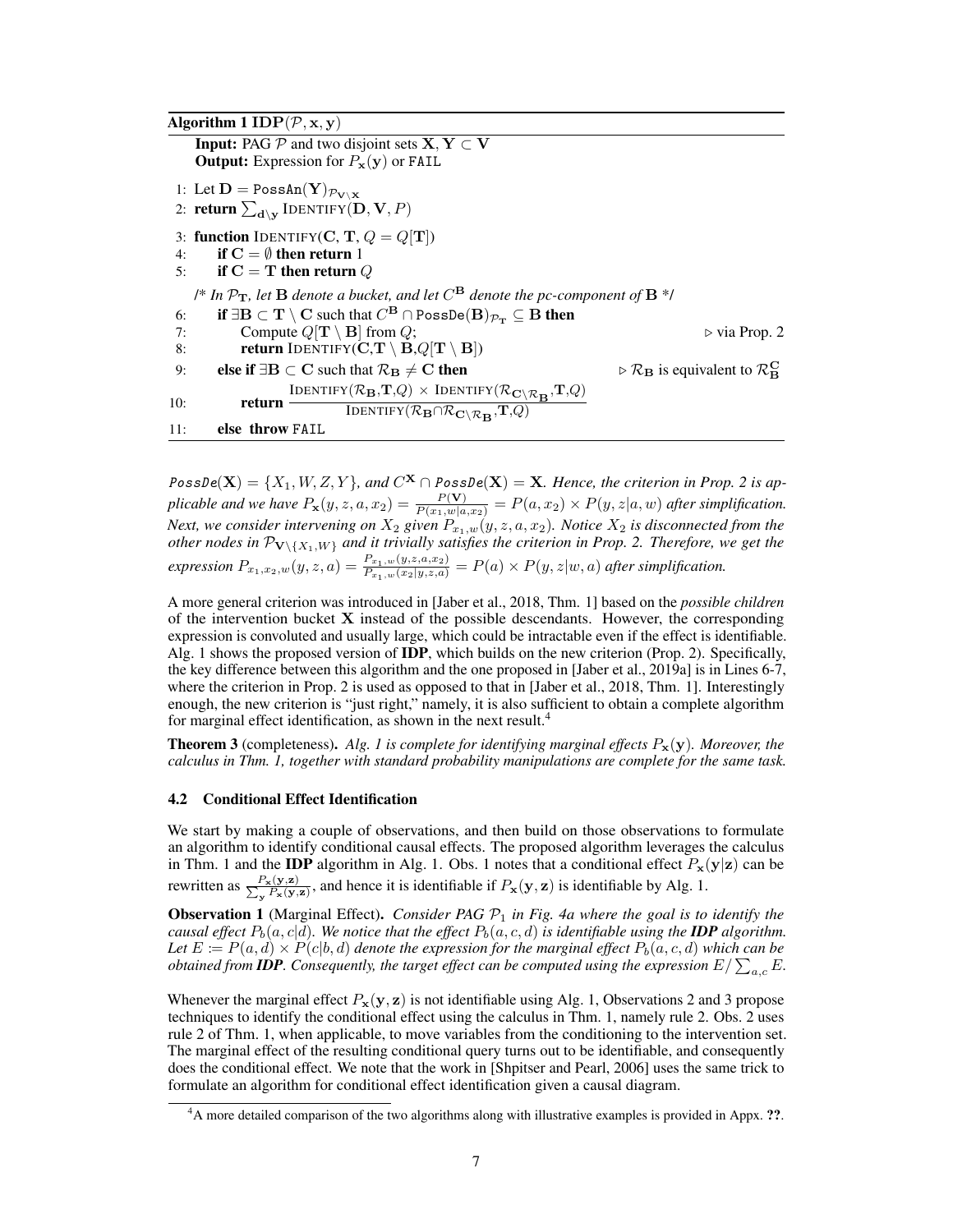**Algorithm 1** $\textbf{IDP}(\mathcal{P}, \mathbf{x}, \mathbf{y})$

**Input:** PAG $\mathcal{P}$ and two disjoint sets $\mathbf{X}, \mathbf{Y} \subset \mathbf{V}$
**Output:** Expression for $P_{\mathbf{x}}(\mathbf{y})$ or `FAIL`

```
1: Let D = PossAn(Y)_{P_{V\X}}
2: return Σ_{d\y} IDENTIFY(D, V, P)
3: function IDENTIFY(C, T, Q = Q[T])
4:     if C = ∅ then return 1
5:     if C = T then return Q
   /* In P_T, let B denote a bucket, and let C^B denote the pc-component of B */
6:     if ∃B ⊂ T \ C such that C^B ∩ PossDe(B)_{P_T} ⊆ B then
7:         Compute Q[T \ B] from Q;                          ▷ via Prop. 2
8:         return IDENTIFY(C, T \ B, Q[T \ B])
9:     else if ∃B ⊂ C such that R_B ≠ C then                 ▷ R_B is equivalent to R^C_B
10:        return IDENTIFY(R_B, T, Q) × IDENTIFY(R_{C\R_B}, T, Q) / IDENTIFY(R_B ∩ R_{C\R_B}, T, Q)
11:    else throw FAIL
```

*$\texttt{PossDe}(\mathbf{X}) = \{X_1, W, Z, Y\}$, and $C^{\mathbf{X}} \cap \texttt{PossDe}(\mathbf{X}) = \mathbf{X}$. Hence, the criterion in Prop. 2 is applicable and we have $P_{\mathbf{x}}(y, z, a, x_2) = \frac{P(\mathbf{V})}{P(x_1, w|a, x_2)} = P(a, x_2) \times P(y, z|a, w)$ after simplification. Next, we consider intervening on $X_2$ given $P_{x_1,w}(y, z, a, x_2)$. Notice $X_2$ is disconnected from the other nodes in $\mathcal{P}_{\mathbf{V}\setminus\{X_1,W\}}$ and it trivially satisfies the criterion in Prop. 2. Therefore, we get the expression $P_{x_1,x_2,w}(y, z, a) = \frac{P_{x_1,w}(y,z,a,x_2)}{P_{x_1,w}(x_2|y,z,a)} = P(a) \times P(y, z|w, a)$ after simplification.*

A more general criterion was introduced in [Jaber et al., 2018, Thm. 1] based on the *possible children* of the intervention bucket $\mathbf{X}$ instead of the possible descendants. However, the corresponding expression is convoluted and usually large, which could be intractable even if the effect is identifiable. Alg. 1 shows the proposed version of **IDP**, which builds on the new criterion (Prop. 2). Specifically, the key difference between this algorithm and the one proposed in [Jaber et al., 2019a] is in Lines 6-7, where the criterion in Prop. 2 is used as opposed to that in [Jaber et al., 2018, Thm. 1]. Interestingly enough, the new criterion is "just right," namely, it is also sufficient to obtain a complete algorithm for marginal effect identification, as shown in the next result.[4]

**Theorem 3** (completeness). *Alg. 1 is complete for identifying marginal effects $P_{\mathbf{x}}(\mathbf{y})$. Moreover, the calculus in Thm. 1, together with standard probability manipulations are complete for the same task.*

### 4.2 Conditional Effect Identification

We start by making a couple of observations, and then build on those observations to formulate an algorithm to identify conditional causal effects. The proposed algorithm leverages the calculus in Thm. 1 and the **IDP** algorithm in Alg. 1. Obs. 1 notes that a conditional effect $P_{\mathbf{x}}(\mathbf{y}|\mathbf{z})$ can be rewritten as $\frac{P_{\mathbf{x}}(\mathbf{y},\mathbf{z})}{\sum_{\mathbf{y}} P_{\mathbf{x}}(\mathbf{y},\mathbf{z})}$, and hence it is identifiable if $P_{\mathbf{x}}(\mathbf{y}, \mathbf{z})$ is identifiable by Alg. 1.

**Observation 1** (Marginal Effect). *Consider PAG $\mathcal{P}_1$ in Fig. 4a where the goal is to identify the causal effect $P_b(a, c|d)$. We notice that the effect $P_b(a, c, d)$ is identifiable using the **IDP** algorithm. Let $E := P(a, d) \times P(c|b, d)$ denote the expression for the marginal effect $P_b(a, c, d)$ which can be obtained from **IDP**. Consequently, the target effect can be computed using the expression $E / \sum_{a,c} E$.*

Whenever the marginal effect $P_{\mathbf{x}}(\mathbf{y}, \mathbf{z})$ is not identifiable using Alg. 1, Observations 2 and 3 propose techniques to identify the conditional effect using the calculus in Thm. 1, namely rule 2. Obs. 2 uses rule 2 of Thm. 1, when applicable, to move variables from the conditioning to the intervention set. The marginal effect of the resulting conditional query turns out to be identifiable, and consequently does the conditional effect. We note that the work in [Shpitser and Pearl, 2006] uses the same trick to formulate an algorithm for conditional effect identification given a causal diagram.

[4] A more detailed comparison of the two algorithms along with illustrative examples is provided in Appx. ??.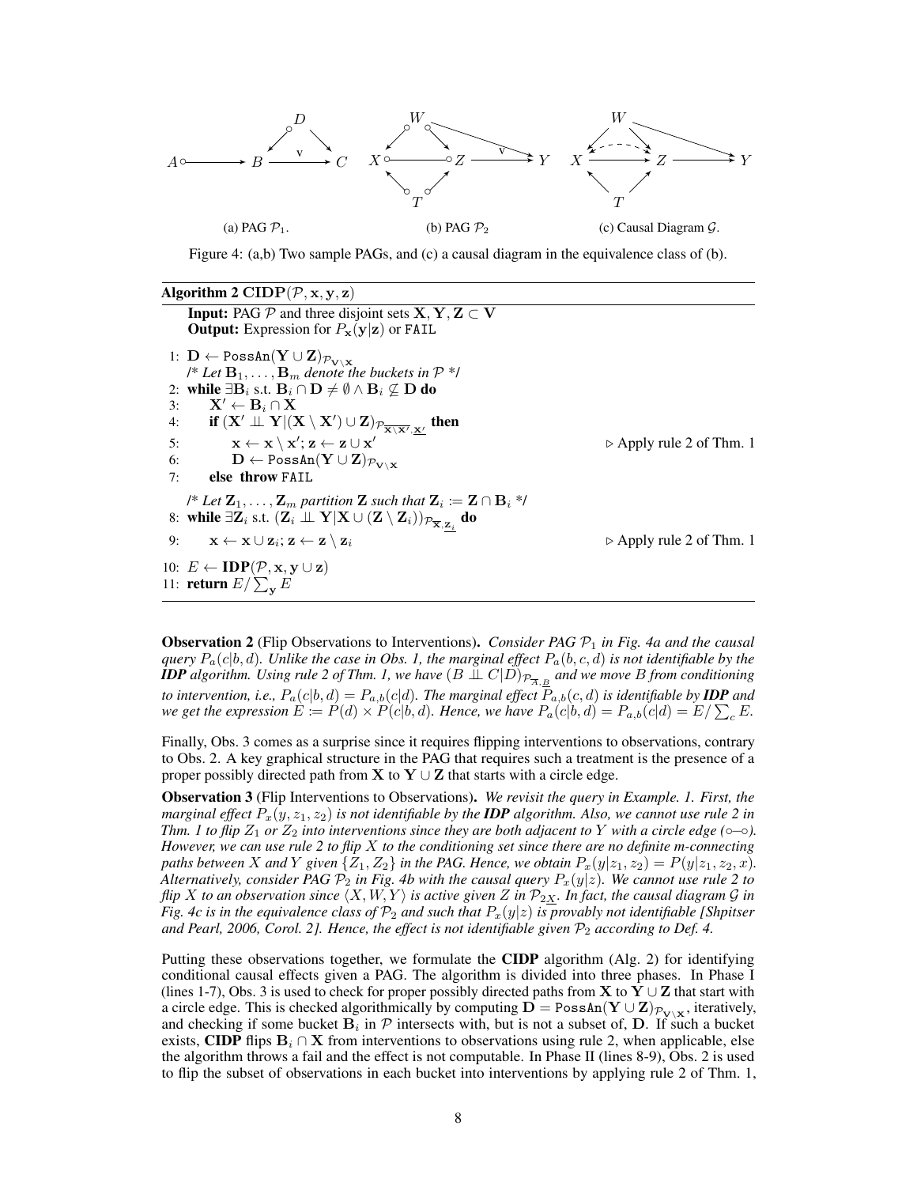(a) PAG $\mathcal{P}_1$.

(b) PAG $\mathcal{P}_2$

(c) Causal Diagram $\mathcal{G}$.

Figure 4: (a,b) Two sample PAGs, and (c) a causal diagram in the equivalence class of (b).

---

**Algorithm 2** $\textbf{CIDP}(\mathcal{P}, \mathbf{x}, \mathbf{y}, \mathbf{z})$

---

**Input:** PAG $\mathcal{P}$ and three disjoint sets $\mathbf{X}, \mathbf{Y}, \mathbf{Z} \subset \mathbf{V}$
**Output:** Expression for $P_{\mathbf{x}}(\mathbf{y}|\mathbf{z})$ or FAIL

1: $\mathbf{D} \leftarrow \texttt{PossAn}(\mathbf{Y} \cup \mathbf{Z})_{\mathcal{P}_{\mathbf{V} \setminus \mathbf{X}}}$
   /* *Let* $\mathbf{B}_1, \ldots, \mathbf{B}_m$ *denote the buckets in* $\mathcal{P}$ */
2: **while** $\exists \mathbf{B}_i$ s.t. $\mathbf{B}_i \cap \mathbf{D} \neq \emptyset \wedge \mathbf{B}_i \not\subseteq \mathbf{D}$ **do**
3: $\quad \mathbf{X}' \leftarrow \mathbf{B}_i \cap \mathbf{X}$
4: $\quad$ **if** $(\mathbf{X}' \perp\!\!\!\perp \mathbf{Y} | (\mathbf{X} \setminus \mathbf{X}') \cup \mathbf{Z})_{\mathcal{P}_{\overline{\mathbf{X} \setminus \mathbf{X}'}, \underline{\mathbf{X}'}}}$ **then**
5: $\quad\quad \mathbf{x} \leftarrow \mathbf{x} \setminus \mathbf{x}'; \mathbf{z} \leftarrow \mathbf{z} \cup \mathbf{x}'$ $\quad$ ▷ Apply rule 2 of Thm. 1
6: $\quad\quad \mathbf{D} \leftarrow \texttt{PossAn}(\mathbf{Y} \cup \mathbf{Z})_{\mathcal{P}_{\mathbf{V} \setminus \mathbf{X}}}$
7: $\quad$ **else throw** FAIL
   /* *Let* $\mathbf{Z}_1, \ldots, \mathbf{Z}_m$ *partition* $\mathbf{Z}$ *such that* $\mathbf{Z}_i := \mathbf{Z} \cap \mathbf{B}_i$ */
8: **while** $\exists \mathbf{Z}_i$ s.t. $(\mathbf{Z}_i \perp\!\!\!\perp \mathbf{Y} | \mathbf{X} \cup (\mathbf{Z} \setminus \mathbf{Z}_i))_{\mathcal{P}_{\overline{\mathbf{X}}, \underline{\mathbf{Z}_i}}}$ **do**
9: $\quad \mathbf{x} \leftarrow \mathbf{x} \cup \mathbf{z}_i; \mathbf{z} \leftarrow \mathbf{z} \setminus \mathbf{z}_i$ $\quad$ ▷ Apply rule 2 of Thm. 1
10: $E \leftarrow \textbf{IDP}(\mathcal{P}, \mathbf{x}, \mathbf{y} \cup \mathbf{z})$
11: **return** $E / \sum_{\mathbf{y}} E$

---

**Observation 2** (Flip Observations to Interventions). *Consider PAG $\mathcal{P}_1$ in Fig. 4a and the causal query $P_a(c|b,d)$. Unlike the case in Obs. 1, the marginal effect $P_a(b,c,d)$ is not identifiable by the **IDP** algorithm. Using rule 2 of Thm. 1, we have $(B \perp\!\!\!\perp C|D)_{\mathcal{P}_{\overline{A},\underline{B}}}$ and we move $B$ from conditioning to intervention, i.e., $P_a(c|b,d) = P_{a,b}(c|d)$. The marginal effect $P_{a,b}(c,d)$ is identifiable by **IDP** and we get the expression $E := P(d) \times P(c|b,d)$. Hence, we have $P_a(c|b,d) = P_{a,b}(c|d) = E / \sum_c E$.*

Finally, Obs. 3 comes as a surprise since it requires flipping interventions to observations, contrary to Obs. 2. A key graphical structure in the PAG that requires such a treatment is the presence of a proper possibly directed path from $\mathbf{X}$ to $\mathbf{Y} \cup \mathbf{Z}$ that starts with a circle edge.

**Observation 3** (Flip Interventions to Observations). *We revisit the query in Example. 1. First, the marginal effect $P_x(y, z_1, z_2)$ is not identifiable by the **IDP** algorithm. Also, we cannot use rule 2 in Thm. 1 to flip $Z_1$ or $Z_2$ into interventions since they are both adjacent to $Y$ with a circle edge (∘–∘). However, we can use rule 2 to flip $X$ to the conditioning set since there are no definite m-connecting paths between $X$ and $Y$ given $\{Z_1, Z_2\}$ in the PAG. Hence, we obtain $P_x(y|z_1, z_2) = P(y|z_1, z_2, x)$. Alternatively, consider PAG $\mathcal{P}_2$ in Fig. 4b with the causal query $P_x(y|z)$. We cannot use rule 2 to flip $X$ to an observation since $\langle X, W, Y \rangle$ is active given $Z$ in $\mathcal{P}_{2\underline{X}}$. In fact, the causal diagram $\mathcal{G}$ in Fig. 4c is in the equivalence class of $\mathcal{P}_2$ and such that $P_x(y|z)$ is provably not identifiable [Shpitser and Pearl, 2006, Corol. 2]. Hence, the effect is not identifiable given $\mathcal{P}_2$ according to Def. 4.*

Putting these observations together, we formulate the **CIDP** algorithm (Alg. 2) for identifying conditional causal effects given a PAG. The algorithm is divided into three phases. In Phase I (lines 1-7), Obs. 3 is used to check for proper possibly directed paths from $\mathbf{X}$ to $\mathbf{Y} \cup \mathbf{Z}$ that start with a circle edge. This is checked algorithmically by computing $\mathbf{D} = \texttt{PossAn}(\mathbf{Y} \cup \mathbf{Z})_{\mathcal{P}_{\mathbf{V} \setminus \mathbf{X}}}$, iteratively, and checking if some bucket $\mathbf{B}_i$ in $\mathcal{P}$ intersects with, but is not a subset of, $\mathbf{D}$. If such a bucket exists, **CIDP** flips $\mathbf{B}_i \cap \mathbf{X}$ from interventions to observations using rule 2, when applicable, else the algorithm throws a fail and the effect is not computable. In Phase II (lines 8-9), Obs. 2 is used to flip the subset of observations in each bucket into interventions by applying rule 2 of Thm. 1,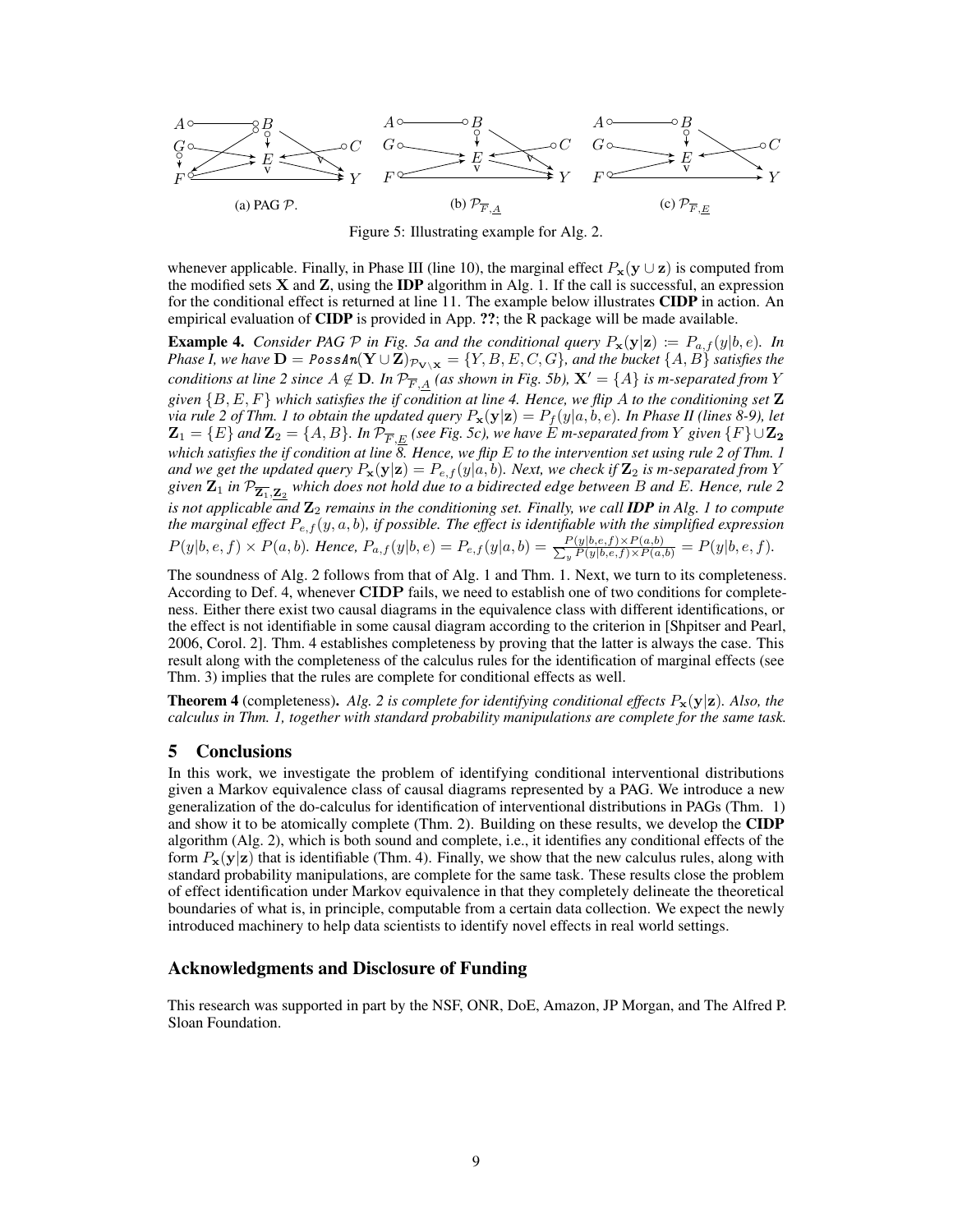(a) PAG $\mathcal{P}$. (b) $\mathcal{P}_{\overline{F},\underline{A}}$ (c) $\mathcal{P}_{\overline{F},\underline{E}}$

Figure 5: Illustrating example for Alg. 2.

whenever applicable. Finally, in Phase III (line 10), the marginal effect $P_{\mathbf{x}}(\mathbf{y} \cup \mathbf{z})$ is computed from the modified sets $\mathbf{X}$ and $\mathbf{Z}$, using the **IDP** algorithm in Alg. 1. If the call is successful, an expression for the conditional effect is returned at line 11. The example below illustrates **CIDP** in action. An empirical evaluation of **CIDP** is provided in App. **??**; the R package will be made available.

**Example 4.** *Consider PAG $\mathcal{P}$ in Fig. 5a and the conditional query $P_{\mathbf{x}}(\mathbf{y}|\mathbf{z}) := P_{a,f}(y|b,e)$. In Phase I, we have $\mathbf{D} = \textit{PossAn}(\mathbf{Y} \cup \mathbf{Z})_{\mathcal{P}_{\mathbf{V}\setminus\mathbf{X}}} = \{Y, B, E, C, G\}$, and the bucket $\{A, B\}$ satisfies the conditions at line 2 since $A \notin \mathbf{D}$. In $\mathcal{P}_{\overline{F},\underline{A}}$ (as shown in Fig. 5b), $\mathbf{X}' = \{A\}$ is m-separated from $Y$ given $\{B, E, F\}$ which satisfies the if condition at line 4. Hence, we flip $A$ to the conditioning set $\mathbf{Z}$ via rule 2 of Thm. 1 to obtain the updated query $P_{\mathbf{x}}(\mathbf{y}|\mathbf{z}) = P_f(y|a,b,e)$. In Phase II (lines 8-9), let $\mathbf{Z}_1 = \{E\}$ and $\mathbf{Z}_2 = \{A, B\}$. In $\mathcal{P}_{\overline{F},\underline{E}}$ (see Fig. 5c), we have $E$ m-separated from $Y$ given $\{F\} \cup \mathbf{Z_2}$ which satisfies the if condition at line 8. Hence, we flip $E$ to the intervention set using rule 2 of Thm. 1 and we get the updated query $P_{\mathbf{x}}(\mathbf{y}|\mathbf{z}) = P_{e,f}(y|a,b)$. Next, we check if $\mathbf{Z}_2$ is m-separated from $Y$ given $\mathbf{Z}_1$ in $\mathcal{P}_{\overline{\mathbf{Z}_1},\underline{\mathbf{Z}_2}}$ which does not hold due to a bidirected edge between $B$ and $E$. Hence, rule 2 is not applicable and $\mathbf{Z}_2$ remains in the conditioning set. Finally, we call **IDP** in Alg. 1 to compute the marginal effect $P_{e,f}(y,a,b)$, if possible. The effect is identifiable with the simplified expression $P(y|b,e,f) \times P(a,b)$. Hence, $P_{a,f}(y|b,e) = P_{e,f}(y|a,b) = \frac{P(y|b,e,f)\times P(a,b)}{\sum_y P(y|b,e,f)\times P(a,b)} = P(y|b,e,f)$.*

The soundness of Alg. 2 follows from that of Alg. 1 and Thm. 1. Next, we turn to its completeness. According to Def. 4, whenever **CIDP** fails, we need to establish one of two conditions for completeness. Either there exist two causal diagrams in the equivalence class with different identifications, or the effect is not identifiable in some causal diagram according to the criterion in [Shpitser and Pearl, 2006, Corol. 2]. Thm. 4 establishes completeness by proving that the latter is always the case. This result along with the completeness of the calculus rules for the identification of marginal effects (see Thm. 3) implies that the rules are complete for conditional effects as well.

**Theorem 4** (completeness). *Alg. 2 is complete for identifying conditional effects $P_{\mathbf{x}}(\mathbf{y}|\mathbf{z})$. Also, the calculus in Thm. 1, together with standard probability manipulations are complete for the same task.*

## 5 Conclusions

In this work, we investigate the problem of identifying conditional interventional distributions given a Markov equivalence class of causal diagrams represented by a PAG. We introduce a new generalization of the do-calculus for identification of interventional distributions in PAGs (Thm. 1) and show it to be atomically complete (Thm. 2). Building on these results, we develop the **CIDP** algorithm (Alg. 2), which is both sound and complete, i.e., it identifies any conditional effects of the form $P_{\mathbf{x}}(\mathbf{y}|\mathbf{z})$ that is identifiable (Thm. 4). Finally, we show that the new calculus rules, along with standard probability manipulations, are complete for the same task. These results close the problem of effect identification under Markov equivalence in that they completely delineate the theoretical boundaries of what is, in principle, computable from a certain data collection. We expect the newly introduced machinery to help data scientists to identify novel effects in real world settings.

## Acknowledgments and Disclosure of Funding

This research was supported in part by the NSF, ONR, DoE, Amazon, JP Morgan, and The Alfred P. Sloan Foundation.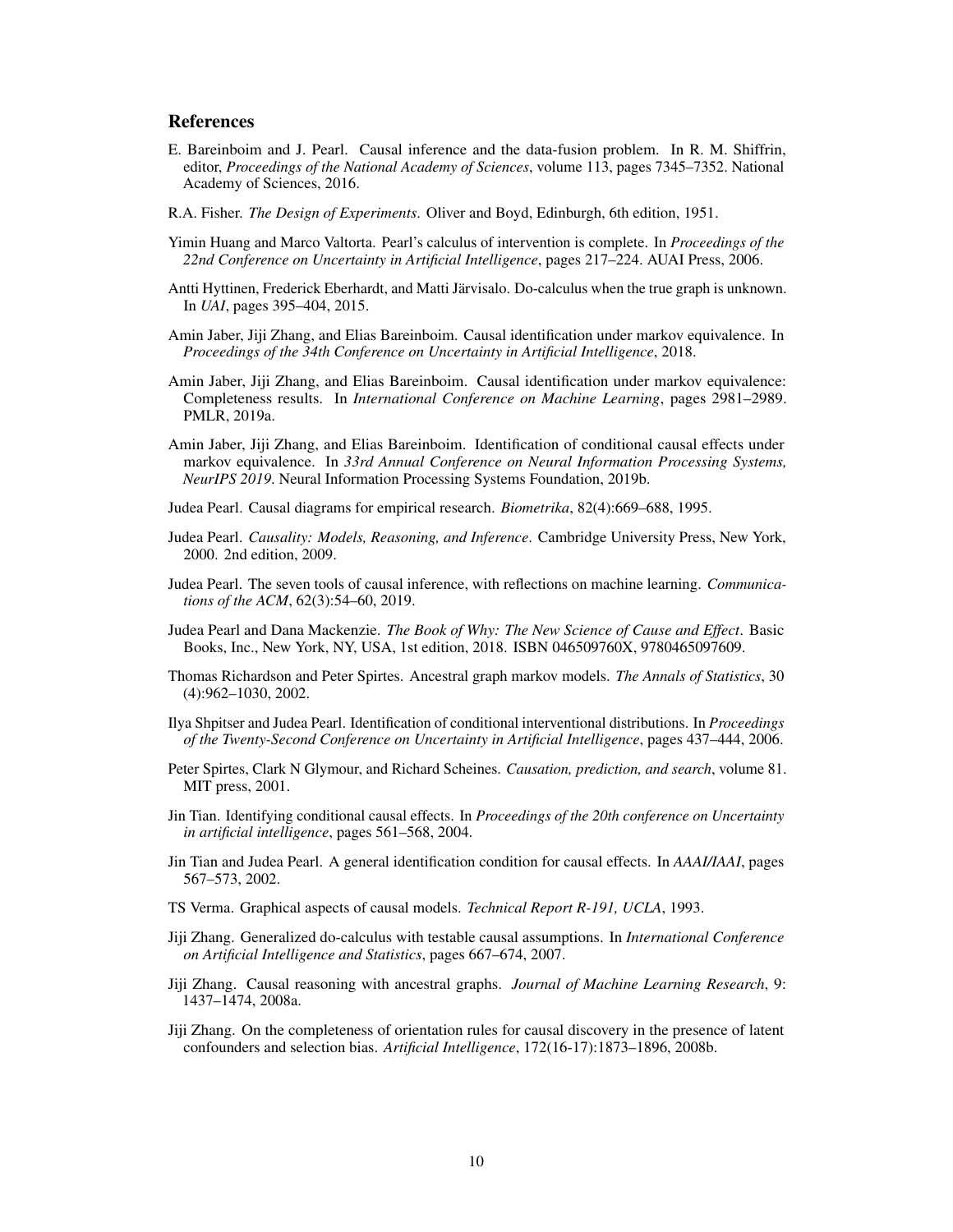## References

E. Bareinboim and J. Pearl. Causal inference and the data-fusion problem. In R. M. Shiffrin, editor, *Proceedings of the National Academy of Sciences*, volume 113, pages 7345–7352. National Academy of Sciences, 2016.

R.A. Fisher. *The Design of Experiments*. Oliver and Boyd, Edinburgh, 6th edition, 1951.

Yimin Huang and Marco Valtorta. Pearl's calculus of intervention is complete. In *Proceedings of the 22nd Conference on Uncertainty in Artificial Intelligence*, pages 217–224. AUAI Press, 2006.

Antti Hyttinen, Frederick Eberhardt, and Matti Järvisalo. Do-calculus when the true graph is unknown. In *UAI*, pages 395–404, 2015.

Amin Jaber, Jiji Zhang, and Elias Bareinboim. Causal identification under markov equivalence. In *Proceedings of the 34th Conference on Uncertainty in Artificial Intelligence*, 2018.

Amin Jaber, Jiji Zhang, and Elias Bareinboim. Causal identification under markov equivalence: Completeness results. In *International Conference on Machine Learning*, pages 2981–2989. PMLR, 2019a.

Amin Jaber, Jiji Zhang, and Elias Bareinboim. Identification of conditional causal effects under markov equivalence. In *33rd Annual Conference on Neural Information Processing Systems, NeurIPS 2019*. Neural Information Processing Systems Foundation, 2019b.

Judea Pearl. Causal diagrams for empirical research. *Biometrika*, 82(4):669–688, 1995.

Judea Pearl. *Causality: Models, Reasoning, and Inference*. Cambridge University Press, New York, 2000. 2nd edition, 2009.

Judea Pearl. The seven tools of causal inference, with reflections on machine learning. *Communications of the ACM*, 62(3):54–60, 2019.

Judea Pearl and Dana Mackenzie. *The Book of Why: The New Science of Cause and Effect*. Basic Books, Inc., New York, NY, USA, 1st edition, 2018. ISBN 046509760X, 9780465097609.

Thomas Richardson and Peter Spirtes. Ancestral graph markov models. *The Annals of Statistics*, 30 (4):962–1030, 2002.

Ilya Shpitser and Judea Pearl. Identification of conditional interventional distributions. In *Proceedings of the Twenty-Second Conference on Uncertainty in Artificial Intelligence*, pages 437–444, 2006.

Peter Spirtes, Clark N Glymour, and Richard Scheines. *Causation, prediction, and search*, volume 81. MIT press, 2001.

Jin Tian. Identifying conditional causal effects. In *Proceedings of the 20th conference on Uncertainty in artificial intelligence*, pages 561–568, 2004.

Jin Tian and Judea Pearl. A general identification condition for causal effects. In *AAAI/IAAI*, pages 567–573, 2002.

TS Verma. Graphical aspects of causal models. *Technical Report R-191, UCLA*, 1993.

Jiji Zhang. Generalized do-calculus with testable causal assumptions. In *International Conference on Artificial Intelligence and Statistics*, pages 667–674, 2007.

Jiji Zhang. Causal reasoning with ancestral graphs. *Journal of Machine Learning Research*, 9: 1437–1474, 2008a.

Jiji Zhang. On the completeness of orientation rules for causal discovery in the presence of latent confounders and selection bias. *Artificial Intelligence*, 172(16-17):1873–1896, 2008b.